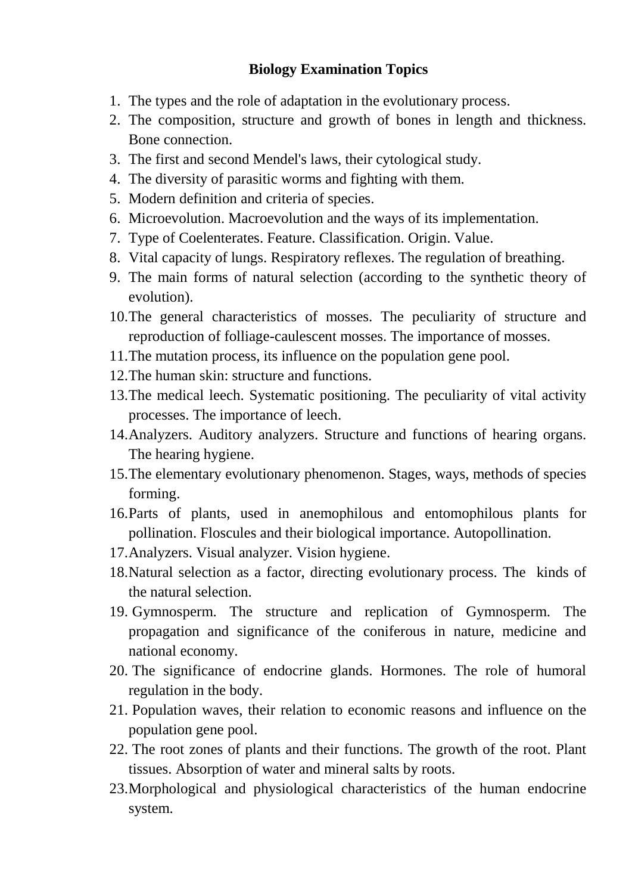# Biology Examination Topics

1. The types and the role of adaptation in the evolutionary process.
2. The composition, structure and growth of bones in length and thickness. Bone connection.
3. The first and second Mendel's laws, their cytological study.
4. The diversity of parasitic worms and fighting with them.
5. Modern definition and criteria of species.
6. Microevolution. Macroevolution and the ways of its implementation.
7. Type of Coelenterates. Feature. Classification. Origin. Value.
8. Vital capacity of lungs. Respiratory reflexes. The regulation of breathing.
9. The main forms of natural selection (according to the synthetic theory of evolution).
10. The general characteristics of mosses. The peculiarity of structure and reproduction of folliage-caulescent mosses. The importance of mosses.
11. The mutation process, its influence on the population gene pool.
12. The human skin: structure and functions.
13. The medical leech. Systematic positioning. The peculiarity of vital activity processes. The importance of leech.
14. Analyzers. Auditory analyzers. Structure and functions of hearing organs. The hearing hygiene.
15. The elementary evolutionary phenomenon. Stages, ways, methods of species forming.
16. Parts of plants, used in anemophilous and entomophilous plants for pollination. Floscules and their biological importance. Autopollination.
17. Analyzers. Visual analyzer. Vision hygiene.
18. Natural selection as a factor, directing evolutionary process. The kinds of the natural selection.
19. Gymnosperm. The structure and replication of Gymnosperm. The propagation and significance of the coniferous in nature, medicine and national economy.
20. The significance of endocrine glands. Hormones. The role of humoral regulation in the body.
21. Population waves, their relation to economic reasons and influence on the population gene pool.
22. The root zones of plants and their functions. The growth of the root. Plant tissues. Absorption of water and mineral salts by roots.
23. Morphological and physiological characteristics of the human endocrine system.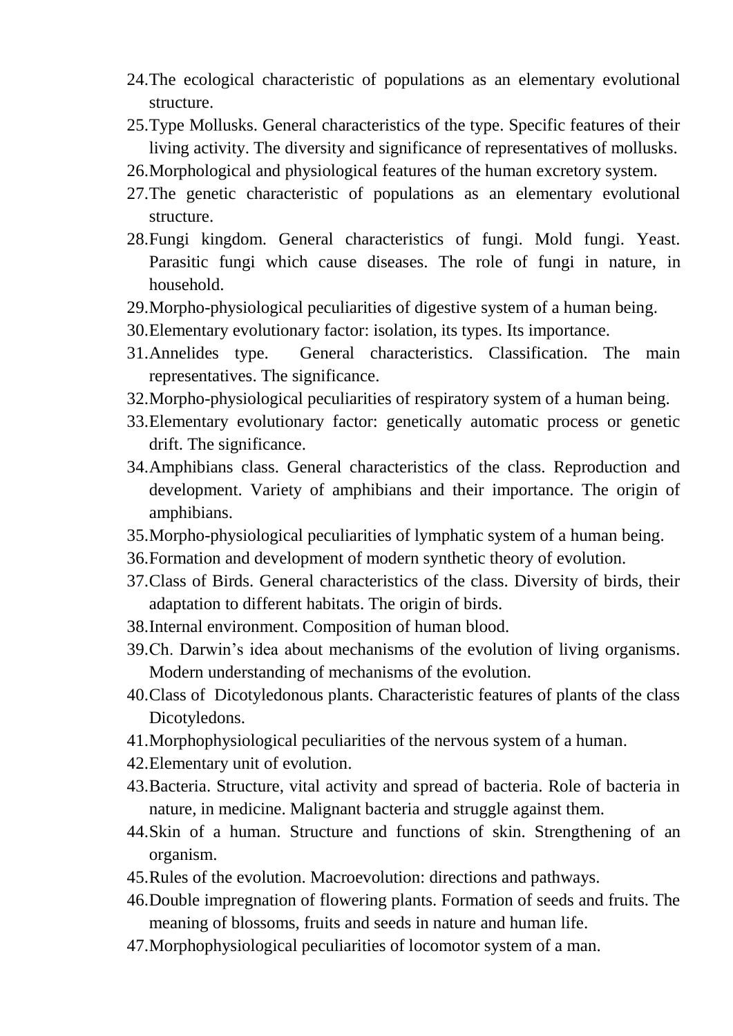24. The ecological characteristic of populations as an elementary evolutional structure.
25. Type Mollusks. General characteristics of the type. Specific features of their living activity. The diversity and significance of representatives of mollusks.
26. Morphological and physiological features of the human excretory system.
27. The genetic characteristic of populations as an elementary evolutional structure.
28. Fungi kingdom. General characteristics of fungi. Mold fungi. Yeast. Parasitic fungi which cause diseases. The role of fungi in nature, in household.
29. Morpho-physiological peculiarities of digestive system of a human being.
30. Elementary evolutionary factor: isolation, its types. Its importance.
31. Annelides type. General characteristics. Classification. The main representatives. The significance.
32. Morpho-physiological peculiarities of respiratory system of a human being.
33. Elementary evolutionary factor: genetically automatic process or genetic drift. The significance.
34. Amphibians class. General characteristics of the class. Reproduction and development. Variety of amphibians and their importance. The origin of amphibians.
35. Morpho-physiological peculiarities of lymphatic system of a human being.
36. Formation and development of modern synthetic theory of evolution.
37. Class of Birds. General characteristics of the class. Diversity of birds, their adaptation to different habitats. The origin of birds.
38. Internal environment. Composition of human blood.
39. Ch. Darwin's idea about mechanisms of the evolution of living organisms. Modern understanding of mechanisms of the evolution.
40. Class of Dicotyledonous plants. Characteristic features of plants of the class Dicotyledons.
41. Morphophysiological peculiarities of the nervous system of a human.
42. Elementary unit of evolution.
43. Bacteria. Structure, vital activity and spread of bacteria. Role of bacteria in nature, in medicine. Malignant bacteria and struggle against them.
44. Skin of a human. Structure and functions of skin. Strengthening of an organism.
45. Rules of the evolution. Macroevolution: directions and pathways.
46. Double impregnation of flowering plants. Formation of seeds and fruits. The meaning of blossoms, fruits and seeds in nature and human life.
47. Morphophysiological peculiarities of locomotor system of a man.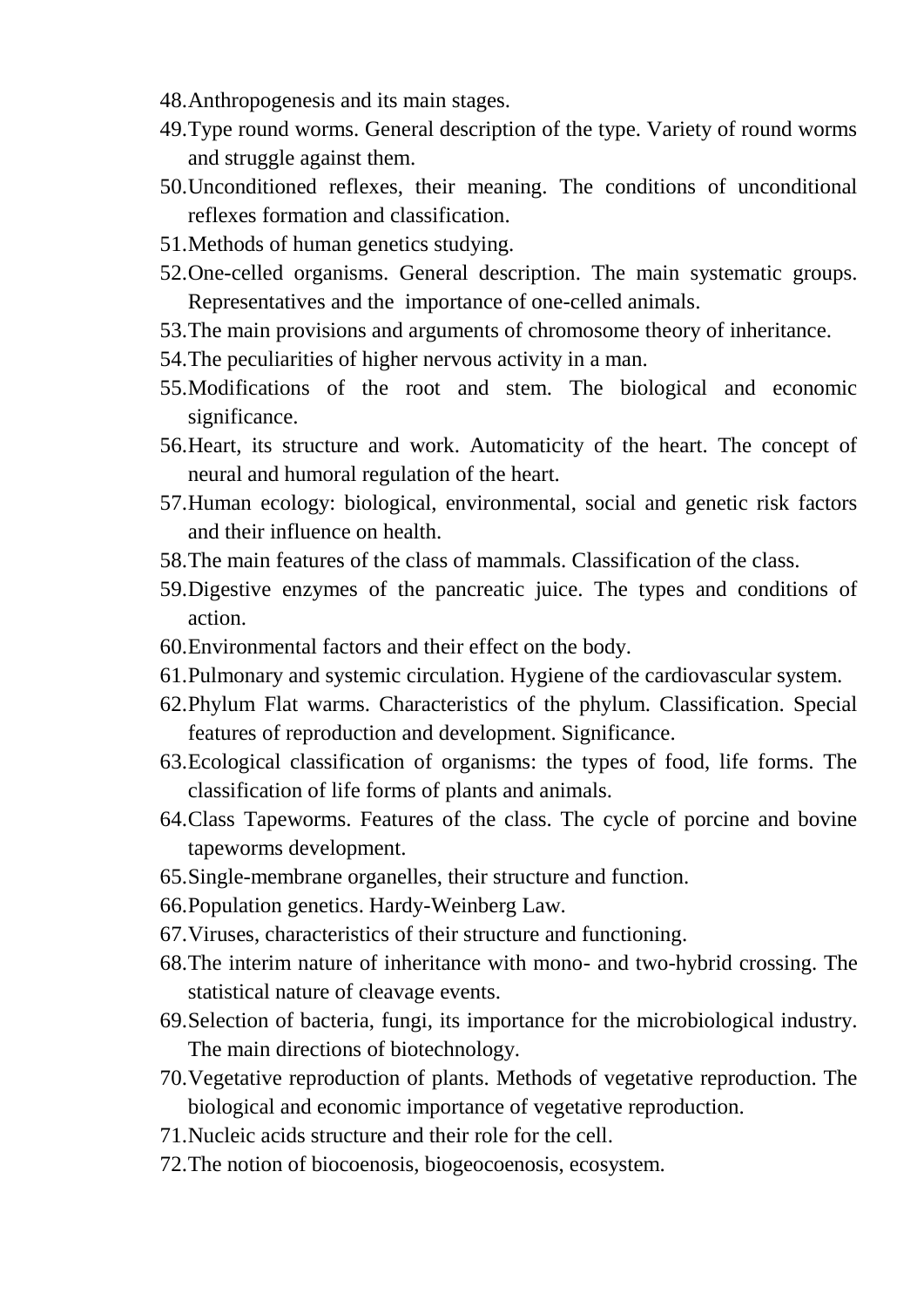48. Anthropogenesis and its main stages.
49. Type round worms. General description of the type. Variety of round worms and struggle against them.
50. Unconditioned reflexes, their meaning. The conditions of unconditional reflexes formation and classification.
51. Methods of human genetics studying.
52. One-celled organisms. General description. The main systematic groups. Representatives and the importance of one-celled animals.
53. The main provisions and arguments of chromosome theory of inheritance.
54. The peculiarities of higher nervous activity in a man.
55. Modifications of the root and stem. The biological and economic significance.
56. Heart, its structure and work. Automaticity of the heart. The concept of neural and humoral regulation of the heart.
57. Human ecology: biological, environmental, social and genetic risk factors and their influence on health.
58. The main features of the class of mammals. Classification of the class.
59. Digestive enzymes of the pancreatic juice. The types and conditions of action.
60. Environmental factors and their effect on the body.
61. Pulmonary and systemic circulation. Hygiene of the cardiovascular system.
62. Phylum Flat warms. Characteristics of the phylum. Classification. Special features of reproduction and development. Significance.
63. Ecological classification of organisms: the types of food, life forms. The classification of life forms of plants and animals.
64. Class Tapeworms. Features of the class. The cycle of porcine and bovine tapeworms development.
65. Single-membrane organelles, their structure and function.
66. Population genetics. Hardy-Weinberg Law.
67. Viruses, characteristics of their structure and functioning.
68. The interim nature of inheritance with mono- and two-hybrid crossing. The statistical nature of cleavage events.
69. Selection of bacteria, fungi, its importance for the microbiological industry. The main directions of biotechnology.
70. Vegetative reproduction of plants. Methods of vegetative reproduction. The biological and economic importance of vegetative reproduction.
71. Nucleic acids structure and their role for the cell.
72. The notion of biocoenosis, biogeocoenosis, ecosystem.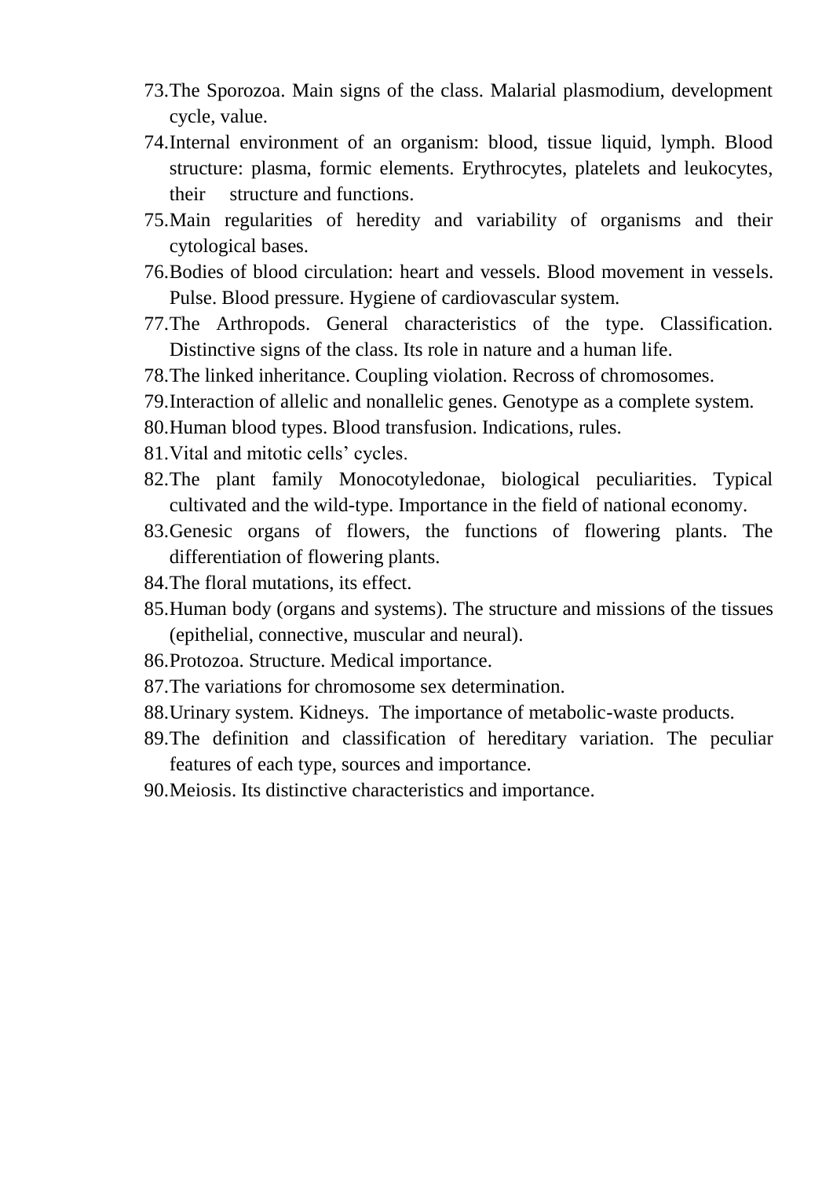73. The Sporozoa. Main signs of the class. Malarial plasmodium, development cycle, value.
74. Internal environment of an organism: blood, tissue liquid, lymph. Blood structure: plasma, formic elements. Erythrocytes, platelets and leukocytes, their structure and functions.
75. Main regularities of heredity and variability of organisms and their cytological bases.
76. Bodies of blood circulation: heart and vessels. Blood movement in vessels. Pulse. Blood pressure. Hygiene of cardiovascular system.
77. The Arthropods. General characteristics of the type. Classification. Distinctive signs of the class. Its role in nature and a human life.
78. The linked inheritance. Coupling violation. Recross of chromosomes.
79. Interaction of allelic and nonallelic genes. Genotype as a complete system.
80. Human blood types. Blood transfusion. Indications, rules.
81. Vital and mitotic cells' cycles.
82. The plant family Monocotyledonae, biological peculiarities. Typical cultivated and the wild-type. Importance in the field of national economy.
83. Genesic organs of flowers, the functions of flowering plants. The differentiation of flowering plants.
84. The floral mutations, its effect.
85. Human body (organs and systems). The structure and missions of the tissues (epithelial, connective, muscular and neural).
86. Protozoa. Structure. Medical importance.
87. The variations for chromosome sex determination.
88. Urinary system. Kidneys. The importance of metabolic-waste products.
89. The definition and classification of hereditary variation. The peculiar features of each type, sources and importance.
90. Meiosis. Its distinctive characteristics and importance.